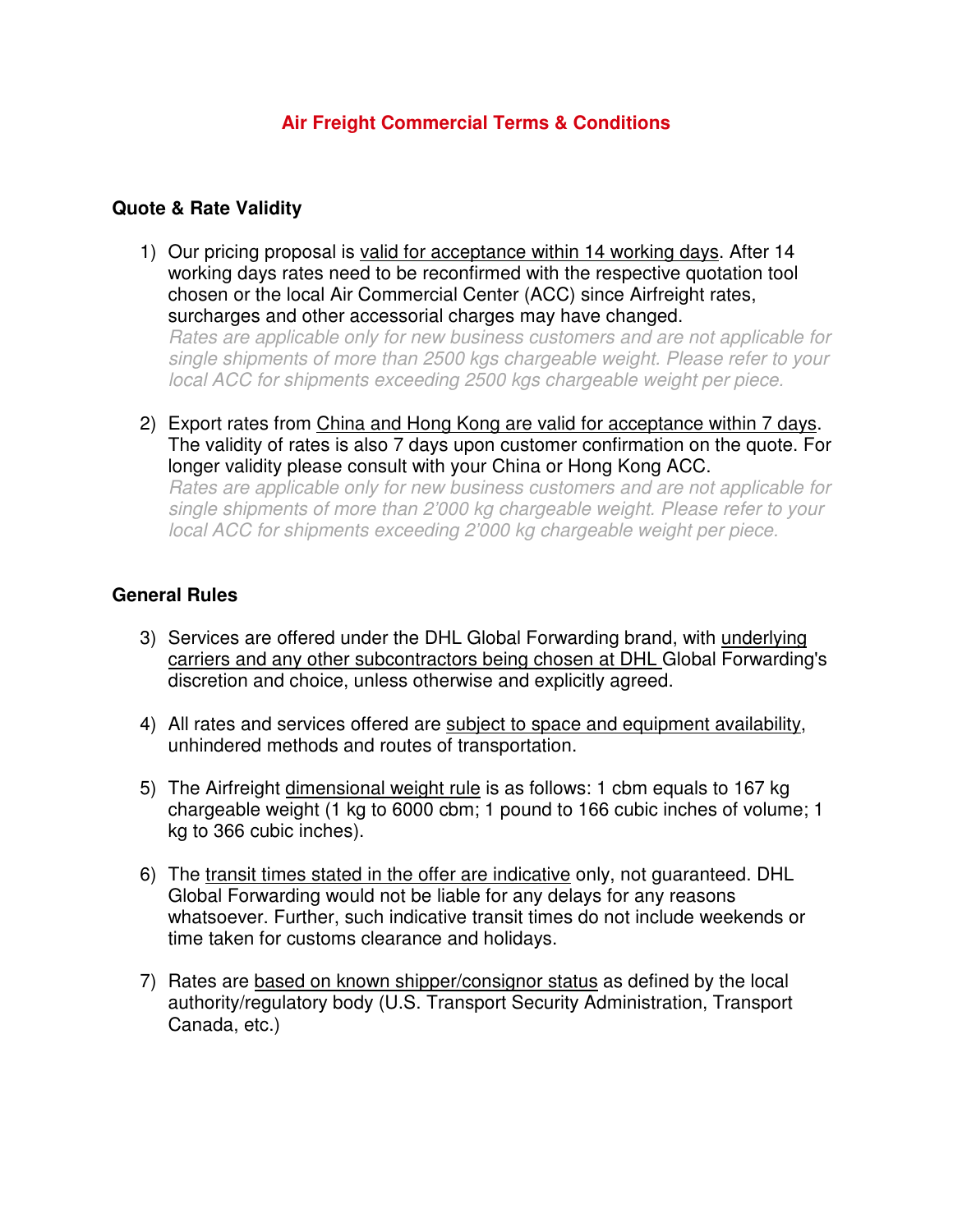# Air Freight Commercial Terms & Conditions

## Quote & Rate Validity

1) Our pricing proposal is <u>valid for acceptance within 14 working days</u>. After 14 working days rates need to be reconfirmed with the respective quotation tool chosen or the local Air Commercial Center (ACC) since Airfreight rates, surcharges and other accessorial charges may have changed.
   *Rates are applicable only for new business customers and are not applicable for single shipments of more than 2500 kgs chargeable weight. Please refer to your local ACC for shipments exceeding 2500 kgs chargeable weight per piece.*

2) Export rates from <u>China and Hong Kong are valid for acceptance within 7 days</u>. The validity of rates is also 7 days upon customer confirmation on the quote. For longer validity please consult with your China or Hong Kong ACC.
   *Rates are applicable only for new business customers and are not applicable for single shipments of more than 2'000 kg chargeable weight. Please refer to your local ACC for shipments exceeding 2'000 kg chargeable weight per piece.*

## General Rules

3) Services are offered under the DHL Global Forwarding brand, with <u>underlying carriers and any other subcontractors being chosen at DHL</u> Global Forwarding's discretion and choice, unless otherwise and explicitly agreed.

4) All rates and services offered are <u>subject to space and equipment availability</u>, unhindered methods and routes of transportation.

5) The Airfreight <u>dimensional weight rule</u> is as follows: 1 cbm equals to 167 kg chargeable weight (1 kg to 6000 cbm; 1 pound to 166 cubic inches of volume; 1 kg to 366 cubic inches).

6) The <u>transit times stated in the offer are indicative</u> only, not guaranteed. DHL Global Forwarding would not be liable for any delays for any reasons whatsoever. Further, such indicative transit times do not include weekends or time taken for customs clearance and holidays.

7) Rates are <u>based on known shipper/consignor status</u> as defined by the local authority/regulatory body (U.S. Transport Security Administration, Transport Canada, etc.)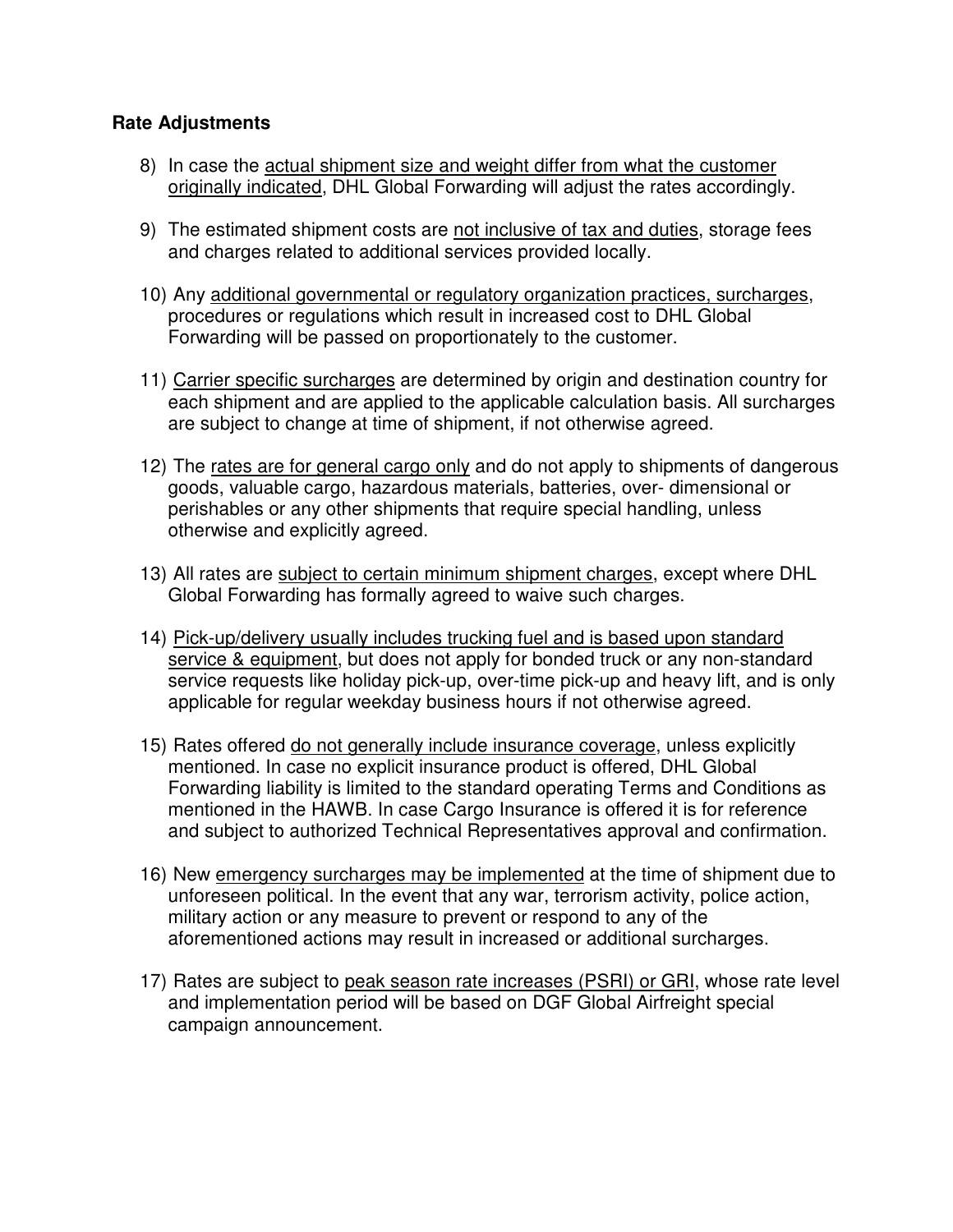**Rate Adjustments**

8) In case the <u>actual shipment size and weight differ from what the customer originally indicated</u>, DHL Global Forwarding will adjust the rates accordingly.

9) The estimated shipment costs are <u>not inclusive of tax and duties</u>, storage fees and charges related to additional services provided locally.

10) Any <u>additional governmental or regulatory organization practices, surcharges</u>, procedures or regulations which result in increased cost to DHL Global Forwarding will be passed on proportionately to the customer.

11) <u>Carrier specific surcharges</u> are determined by origin and destination country for each shipment and are applied to the applicable calculation basis. All surcharges are subject to change at time of shipment, if not otherwise agreed.

12) The <u>rates are for general cargo only</u> and do not apply to shipments of dangerous goods, valuable cargo, hazardous materials, batteries, over- dimensional or perishables or any other shipments that require special handling, unless otherwise and explicitly agreed.

13) All rates are <u>subject to certain minimum shipment charges</u>, except where DHL Global Forwarding has formally agreed to waive such charges.

14) <u>Pick-up/delivery usually includes trucking fuel and is based upon standard service & equipment</u>, but does not apply for bonded truck or any non-standard service requests like holiday pick-up, over-time pick-up and heavy lift, and is only applicable for regular weekday business hours if not otherwise agreed.

15) Rates offered <u>do not generally include insurance coverage</u>, unless explicitly mentioned. In case no explicit insurance product is offered, DHL Global Forwarding liability is limited to the standard operating Terms and Conditions as mentioned in the HAWB. In case Cargo Insurance is offered it is for reference and subject to authorized Technical Representatives approval and confirmation.

16) New <u>emergency surcharges may be implemented</u> at the time of shipment due to unforeseen political. In the event that any war, terrorism activity, police action, military action or any measure to prevent or respond to any of the aforementioned actions may result in increased or additional surcharges.

17) Rates are subject to <u>peak season rate increases (PSRI) or GRI</u>, whose rate level and implementation period will be based on DGF Global Airfreight special campaign announcement.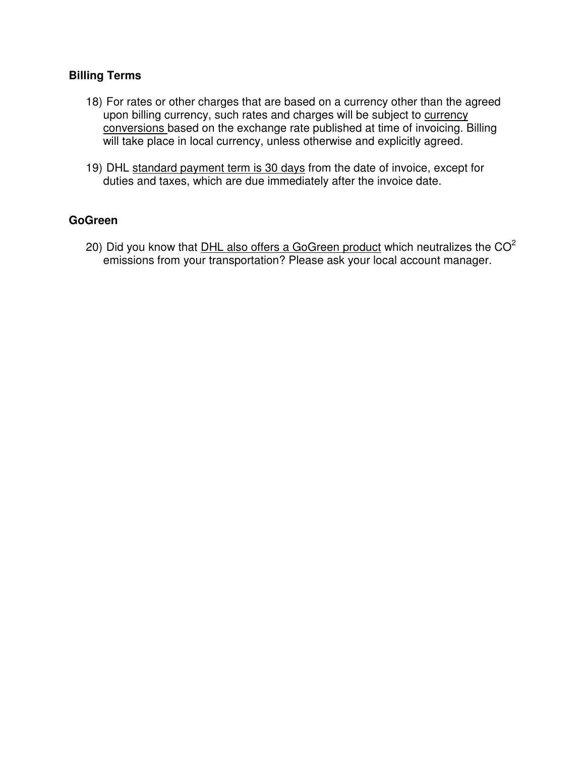**Billing Terms**

18) For rates or other charges that are based on a currency other than the agreed upon billing currency, such rates and charges will be subject to <u>currency conversions</u> based on the exchange rate published at time of invoicing. Billing will take place in local currency, unless otherwise and explicitly agreed.

19) DHL <u>standard payment term is 30 days</u> from the date of invoice, except for duties and taxes, which are due immediately after the invoice date.

**GoGreen**

20) Did you know that <u>DHL also offers a GoGreen product</u> which neutralizes the $CO^2$ emissions from your transportation? Please ask your local account manager.